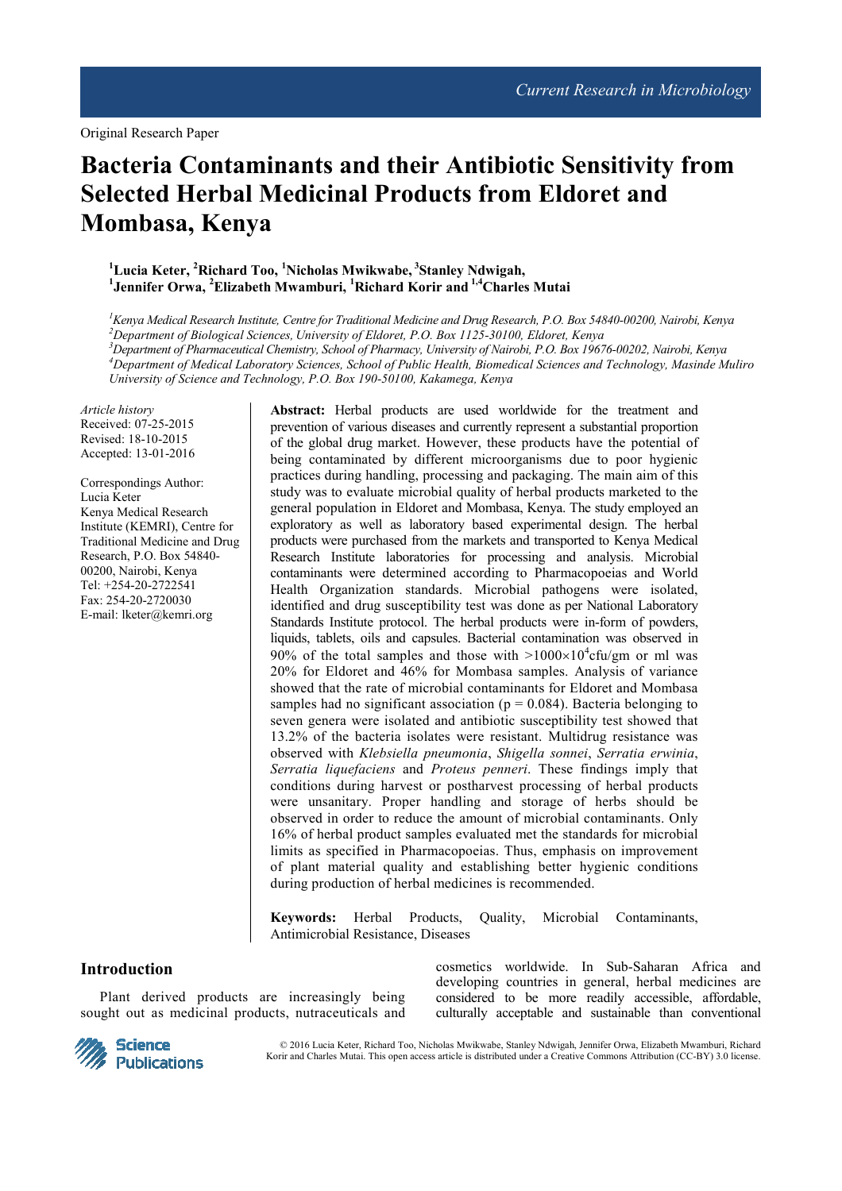Original Research Paper

# Bacteria Contaminants and their Antibiotic Sensitivity from Selected Herbal Medicinal Products from Eldoret and Mombasa, Kenya

**[1]Lucia Keter, [2]Richard Too, [1]Nicholas Mwikwabe, [3]Stanley Ndwigah, [1]Jennifer Orwa, [2]Elizabeth Mwamburi, [1]Richard Korir and [1,4]Charles Mutai**

*[1]Kenya Medical Research Institute, Centre for Traditional Medicine and Drug Research, P.O. Box 54840-00200, Nairobi, Kenya*
*[2]Department of Biological Sciences, University of Eldoret, P.O. Box 1125-30100, Eldoret, Kenya*
*[3]Department of Pharmaceutical Chemistry, School of Pharmacy, University of Nairobi, P.O. Box 19676-00202, Nairobi, Kenya*
*[4]Department of Medical Laboratory Sciences, School of Public Health, Biomedical Sciences and Technology, Masinde Muliro University of Science and Technology, P.O. Box 190-50100, Kakamega, Kenya*

*Article history*
Received: 07-25-2015
Revised: 18-10-2015
Accepted: 13-01-2016

Correspondings Author:
Lucia Keter
Kenya Medical Research Institute (KEMRI), Centre for Traditional Medicine and Drug Research, P.O. Box 54840-00200, Nairobi, Kenya
Tel: +254-20-2722541
Fax: 254-20-2720030
E-mail: lketer@kemri.org

**Abstract:** Herbal products are used worldwide for the treatment and prevention of various diseases and currently represent a substantial proportion of the global drug market. However, these products have the potential of being contaminated by different microorganisms due to poor hygienic practices during handling, processing and packaging. The main aim of this study was to evaluate microbial quality of herbal products marketed to the general population in Eldoret and Mombasa, Kenya. The study employed an exploratory as well as laboratory based experimental design. The herbal products were purchased from the markets and transported to Kenya Medical Research Institute laboratories for processing and analysis. Microbial contaminants were determined according to Pharmacopoeias and World Health Organization standards. Microbial pathogens were isolated, identified and drug susceptibility test was done as per National Laboratory Standards Institute protocol. The herbal products were in-form of powders, liquids, tablets, oils and capsules. Bacterial contamination was observed in 90% of the total samples and those with $>1000\times10^4$cfu/gm or ml was 20% for Eldoret and 46% for Mombasa samples. Analysis of variance showed that the rate of microbial contaminants for Eldoret and Mombasa samples had no significant association ($p = 0.084$). Bacteria belonging to seven genera were isolated and antibiotic susceptibility test showed that 13.2% of the bacteria isolates were resistant. Multidrug resistance was observed with *Klebsiella pneumonia*, *Shigella sonnei*, *Serratia erwinia*, *Serratia liquefaciens* and *Proteus penneri*. These findings imply that conditions during harvest or postharvest processing of herbal products were unsanitary. Proper handling and storage of herbs should be observed in order to reduce the amount of microbial contaminants. Only 16% of herbal product samples evaluated met the standards for microbial limits as specified in Pharmacopoeias. Thus, emphasis on improvement of plant material quality and establishing better hygienic conditions during production of herbal medicines is recommended.

**Keywords:** Herbal Products, Quality, Microbial Contaminants, Antimicrobial Resistance, Diseases

## Introduction

Plant derived products are increasingly being sought out as medicinal products, nutraceuticals and cosmetics worldwide. In Sub-Saharan Africa and developing countries in general, herbal medicines are considered to be more readily accessible, affordable, culturally acceptable and sustainable than conventional

© 2016 Lucia Keter, Richard Too, Nicholas Mwikwabe, Stanley Ndwigah, Jennifer Orwa, Elizabeth Mwamburi, Richard Korir and Charles Mutai. This open access article is distributed under a Creative Commons Attribution (CC-BY) 3.0 license.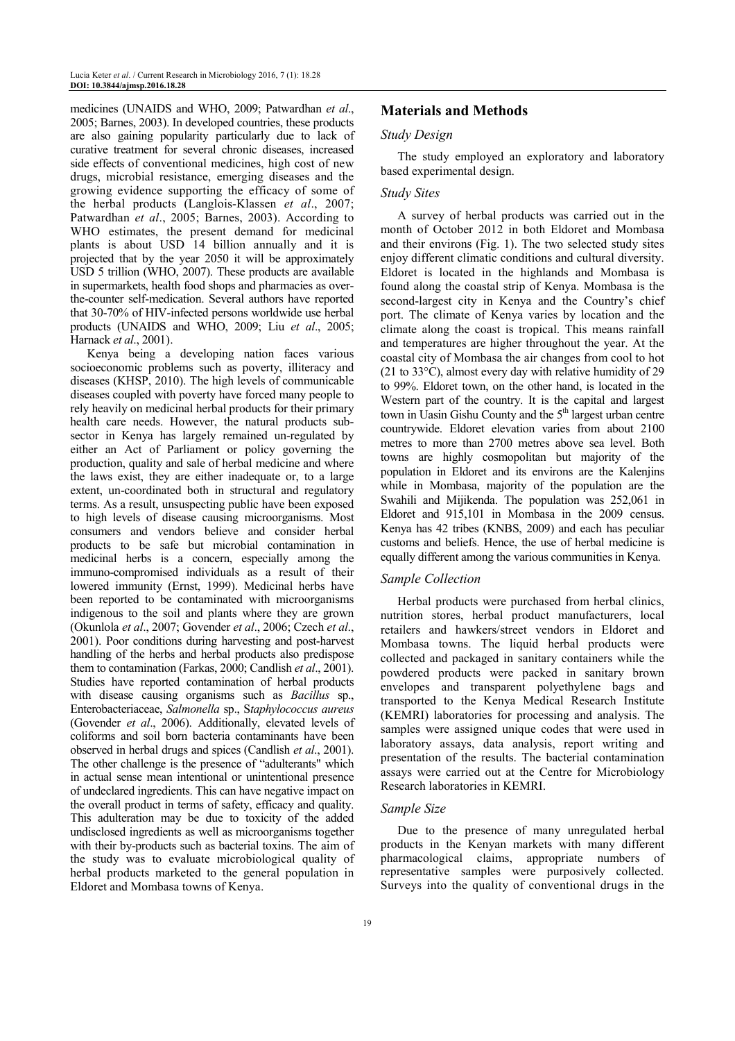medicines (UNAIDS and WHO, 2009; Patwardhan *et al*., 2005; Barnes, 2003). In developed countries, these products are also gaining popularity particularly due to lack of curative treatment for several chronic diseases, increased side effects of conventional medicines, high cost of new drugs, microbial resistance, emerging diseases and the growing evidence supporting the efficacy of some of the herbal products (Langlois-Klassen *et al*., 2007; Patwardhan *et al*., 2005; Barnes, 2003). According to WHO estimates, the present demand for medicinal plants is about USD 14 billion annually and it is projected that by the year 2050 it will be approximately USD 5 trillion (WHO, 2007). These products are available in supermarkets, health food shops and pharmacies as over-the-counter self-medication. Several authors have reported that 30-70% of HIV-infected persons worldwide use herbal products (UNAIDS and WHO, 2009; Liu *et al*., 2005; Harnack *et al*., 2001).

Kenya being a developing nation faces various socioeconomic problems such as poverty, illiteracy and diseases (KHSP, 2010). The high levels of communicable diseases coupled with poverty have forced many people to rely heavily on medicinal herbal products for their primary health care needs. However, the natural products sub-sector in Kenya has largely remained un-regulated by either an Act of Parliament or policy governing the production, quality and sale of herbal medicine and where the laws exist, they are either inadequate or, to a large extent, un-coordinated both in structural and regulatory terms. As a result, unsuspecting public have been exposed to high levels of disease causing microorganisms. Most consumers and vendors believe and consider herbal products to be safe but microbial contamination in medicinal herbs is a concern, especially among the immuno-compromised individuals as a result of their lowered immunity (Ernst, 1999). Medicinal herbs have been reported to be contaminated with microorganisms indigenous to the soil and plants where they are grown (Okunlola *et al*., 2007; Govender *et al*., 2006; Czech *et al*., 2001). Poor conditions during harvesting and post-harvest handling of the herbs and herbal products also predispose them to contamination (Farkas, 2000; Candlish *et al*., 2001). Studies have reported contamination of herbal products with disease causing organisms such as *Bacillus* sp., Enterobacteriaceae, *Salmonella* sp., *Staphylococcus aureus* (Govender *et al*., 2006). Additionally, elevated levels of coliforms and soil born bacteria contaminants have been observed in herbal drugs and spices (Candlish *et al*., 2001). The other challenge is the presence of "adulterants" which in actual sense mean intentional or unintentional presence of undeclared ingredients. This can have negative impact on the overall product in terms of safety, efficacy and quality. This adulteration may be due to toxicity of the added undisclosed ingredients as well as microorganisms together with their by-products such as bacterial toxins. The aim of the study was to evaluate microbiological quality of herbal products marketed to the general population in Eldoret and Mombasa towns of Kenya.

## Materials and Methods

### Study Design

The study employed an exploratory and laboratory based experimental design.

### Study Sites

A survey of herbal products was carried out in the month of October 2012 in both Eldoret and Mombasa and their environs (Fig. 1). The two selected study sites enjoy different climatic conditions and cultural diversity. Eldoret is located in the highlands and Mombasa is found along the coastal strip of Kenya. Mombasa is the second-largest city in Kenya and the Country's chief port. The climate of Kenya varies by location and the climate along the coast is tropical. This means rainfall and temperatures are higher throughout the year. At the coastal city of Mombasa the air changes from cool to hot (21 to 33°C), almost every day with relative humidity of 29 to 99%. Eldoret town, on the other hand, is located in the Western part of the country. It is the capital and largest town in Uasin Gishu County and the 5th largest urban centre countrywide. Eldoret elevation varies from about 2100 metres to more than 2700 metres above sea level. Both towns are highly cosmopolitan but majority of the population in Eldoret and its environs are the Kalenjins while in Mombasa, majority of the population are the Swahili and Mijikenda. The population was 252,061 in Eldoret and 915,101 in Mombasa in the 2009 census. Kenya has 42 tribes (KNBS, 2009) and each has peculiar customs and beliefs. Hence, the use of herbal medicine is equally different among the various communities in Kenya.

### Sample Collection

Herbal products were purchased from herbal clinics, nutrition stores, herbal product manufacturers, local retailers and hawkers/street vendors in Eldoret and Mombasa towns. The liquid herbal products were collected and packaged in sanitary containers while the powdered products were packed in sanitary brown envelopes and transparent polyethylene bags and transported to the Kenya Medical Research Institute (KEMRI) laboratories for processing and analysis. The samples were assigned unique codes that were used in laboratory assays, data analysis, report writing and presentation of the results. The bacterial contamination assays were carried out at the Centre for Microbiology Research laboratories in KEMRI.

### Sample Size

Due to the presence of many unregulated herbal products in the Kenyan markets with many different pharmacological claims, appropriate numbers of representative samples were purposively collected. Surveys into the quality of conventional drugs in the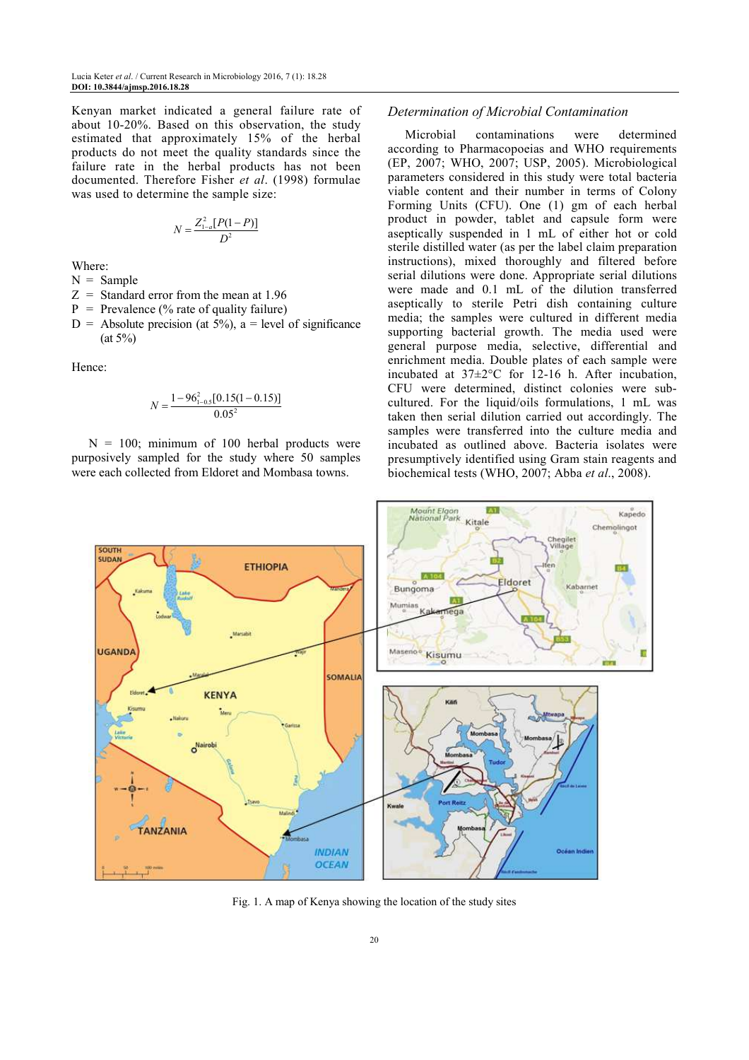Kenyan market indicated a general failure rate of about 10-20%. Based on this observation, the study estimated that approximately 15% of the herbal products do not meet the quality standards since the failure rate in the herbal products has not been documented. Therefore Fisher *et al*. (1998) formulae was used to determine the sample size:

$$N = \frac{Z_{1-a}^{2}[P(1-P)]}{D^{2}}$$

Where:

N = Sample
Z = Standard error from the mean at 1.96
P = Prevalence (% rate of quality failure)
D = Absolute precision (at 5%), a = level of significance (at 5%)

Hence:

$$N = \frac{1-96_{1-0.5}^{2}[0.15(1-0.15)]}{0.05^{2}}$$

N = 100; minimum of 100 herbal products were purposively sampled for the study where 50 samples were each collected from Eldoret and Mombasa towns.

### *Determination of Microbial Contamination*

Microbial contaminations were determined according to Pharmacopoeias and WHO requirements (EP, 2007; WHO, 2007; USP, 2005). Microbiological parameters considered in this study were total bacteria viable content and their number in terms of Colony Forming Units (CFU). One (1) gm of each herbal product in powder, tablet and capsule form were aseptically suspended in 1 mL of either hot or cold sterile distilled water (as per the label claim preparation instructions), mixed thoroughly and filtered before serial dilutions were done. Appropriate serial dilutions were made and 0.1 mL of the dilution transferred aseptically to sterile Petri dish containing culture media; the samples were cultured in different media supporting bacterial growth. The media used were general purpose media, selective, differential and enrichment media. Double plates of each sample were incubated at 37±2°C for 12-16 h. After incubation, CFU were determined, distinct colonies were sub-cultured. For the liquid/oils formulations, 1 mL was taken then serial dilution carried out accordingly. The samples were transferred into the culture media and incubated as outlined above. Bacteria isolates were presumptively identified using Gram stain reagents and biochemical tests (WHO, 2007; Abba *et al*., 2008).

Fig. 1. A map of Kenya showing the location of the study sites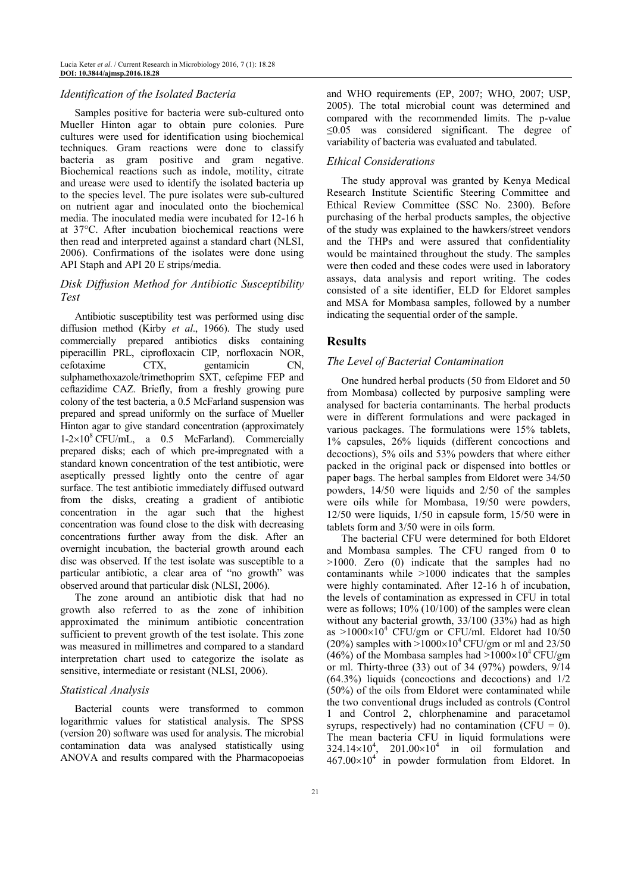### *Identification of the Isolated Bacteria*

Samples positive for bacteria were sub-cultured onto Mueller Hinton agar to obtain pure colonies. Pure cultures were used for identification using biochemical techniques. Gram reactions were done to classify bacteria as gram positive and gram negative. Biochemical reactions such as indole, motility, citrate and urease were used to identify the isolated bacteria up to the species level. The pure isolates were sub-cultured on nutrient agar and inoculated onto the biochemical media. The inoculated media were incubated for 12-16 h at 37°C. After incubation biochemical reactions were then read and interpreted against a standard chart (NLSI, 2006). Confirmations of the isolates were done using API Staph and API 20 E strips/media.

### *Disk Diffusion Method for Antibiotic Susceptibility Test*

Antibiotic susceptibility test was performed using disc diffusion method (Kirby *et al*., 1966). The study used commercially prepared antibiotics disks containing piperacillin PRL, ciprofloxacin CIP, norfloxacin NOR, cefotaxime CTX, gentamicin CN, sulphamethoxazole/trimethoprim SXT, cefepime FEP and ceftazidime CAZ. Briefly, from a freshly growing pure colony of the test bacteria, a 0.5 McFarland suspension was prepared and spread uniformly on the surface of Mueller Hinton agar to give standard concentration (approximately $1\text{-}2\times10^8$ CFU/mL, a 0.5 McFarland). Commercially prepared disks; each of which pre-impregnated with a standard known concentration of the test antibiotic, were aseptically pressed lightly onto the centre of agar surface. The test antibiotic immediately diffused outward from the disks, creating a gradient of antibiotic concentration in the agar such that the highest concentration was found close to the disk with decreasing concentrations further away from the disk. After an overnight incubation, the bacterial growth around each disc was observed. If the test isolate was susceptible to a particular antibiotic, a clear area of "no growth" was observed around that particular disk (NLSI, 2006).

The zone around an antibiotic disk that had no growth also referred to as the zone of inhibition approximated the minimum antibiotic concentration sufficient to prevent growth of the test isolate. This zone was measured in millimetres and compared to a standard interpretation chart used to categorize the isolate as sensitive, intermediate or resistant (NLSI, 2006).

### *Statistical Analysis*

Bacterial counts were transformed to common logarithmic values for statistical analysis. The SPSS (version 20) software was used for analysis. The microbial contamination data was analysed statistically using ANOVA and results compared with the Pharmacopoeias and WHO requirements (EP, 2007; WHO, 2007; USP, 2005). The total microbial count was determined and compared with the recommended limits. The p-value $\leq 0.05$ was considered significant. The degree of variability of bacteria was evaluated and tabulated.

### *Ethical Considerations*

The study approval was granted by Kenya Medical Research Institute Scientific Steering Committee and Ethical Review Committee (SSC No. 2300). Before purchasing of the herbal products samples, the objective of the study was explained to the hawkers/street vendors and the THPs and were assured that confidentiality would be maintained throughout the study. The samples were then coded and these codes were used in laboratory assays, data analysis and report writing. The codes consisted of a site identifier, ELD for Eldoret samples and MSA for Mombasa samples, followed by a number indicating the sequential order of the sample.

## Results

### *The Level of Bacterial Contamination*

One hundred herbal products (50 from Eldoret and 50 from Mombasa) collected by purposive sampling were analysed for bacteria contaminants. The herbal products were in different formulations and were packaged in various packages. The formulations were 15% tablets, 1% capsules, 26% liquids (different concoctions and decoctions), 5% oils and 53% powders that where either packed in the original pack or dispensed into bottles or paper bags. The herbal samples from Eldoret were 34/50 powders, 14/50 were liquids and 2/50 of the samples were oils while for Mombasa, 19/50 were powders, 12/50 were liquids, 1/50 in capsule form, 15/50 were in tablets form and 3/50 were in oils form.

The bacterial CFU were determined for both Eldoret and Mombasa samples. The CFU ranged from 0 to >1000. Zero (0) indicate that the samples had no contaminants while >1000 indicates that the samples were highly contaminated. After 12-16 h of incubation, the levels of contamination as expressed in CFU in total were as follows; 10% (10/100) of the samples were clean without any bacterial growth, 33/100 (33%) had as high as $>1000\times10^4$ CFU/gm or CFU/ml. Eldoret had 10/50 (20%) samples with $>1000\times10^4$ CFU/gm or ml and 23/50 (46%) of the Mombasa samples had $>1000\times10^4$ CFU/gm or ml. Thirty-three (33) out of 34 (97%) powders, 9/14 (64.3%) liquids (concoctions and decoctions) and 1/2 (50%) of the oils from Eldoret were contaminated while the two conventional drugs included as controls (Control 1 and Control 2, chlorphenamine and paracetamol syrups, respectively) had no contamination (CFU = 0). The mean bacteria CFU in liquid formulations were $324.14\times10^4$, $201.00\times10^4$ in oil formulation and $467.00\times10^4$ in powder formulation from Eldoret. In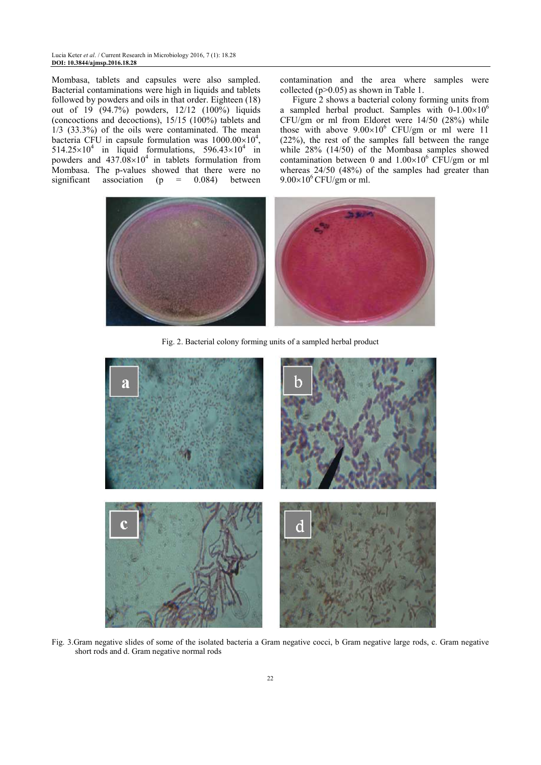Mombasa, tablets and capsules were also sampled. Bacterial contaminations were high in liquids and tablets followed by powders and oils in that order. Eighteen (18) out of 19 (94.7%) powders, 12/12 (100%) liquids (concoctions and decoctions), 15/15 (100%) tablets and 1/3 (33.3%) of the oils were contaminated. The mean bacteria CFU in capsule formulation was $1000.00\times10^4$, $514.25\times10^4$ in liquid formulations, $596.43\times10^4$ in powders and $437.08\times10^4$ in tablets formulation from Mombasa. The p-values showed that there were no significant association ($p = 0.084$) between contamination and the area where samples were collected ($p>0.05$) as shown in Table 1.

Figure 2 shows a bacterial colony forming units from a sampled herbal product. Samples with $0\text{-}1.00\times10^6$ CFU/gm or ml from Eldoret were 14/50 (28%) while those with above $9.00\times10^6$ CFU/gm or ml were 11 (22%), the rest of the samples fall between the range while 28% (14/50) of the Mombasa samples showed contamination between 0 and $1.00\times10^6$ CFU/gm or ml whereas 24/50 (48%) of the samples had greater than $9.00\times10^6$ CFU/gm or ml.

Fig. 2. Bacterial colony forming units of a sampled herbal product

Fig. 3.Gram negative slides of some of the isolated bacteria a Gram negative cocci, b Gram negative large rods, c. Gram negative short rods and d. Gram negative normal rods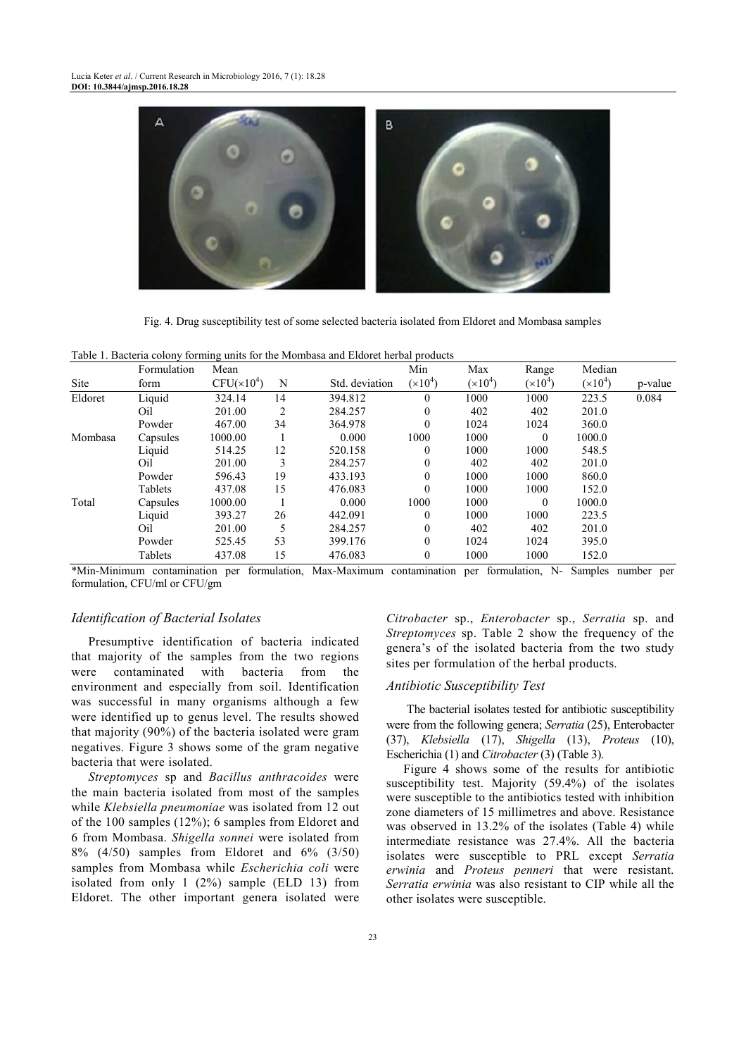Fig. 4. Drug susceptibility test of some selected bacteria isolated from Eldoret and Mombasa samples

Table 1. Bacteria colony forming units for the Mombasa and Eldoret herbal products

| Site | Formulation form | Mean CFU($\times10^4$) | N | Std. deviation | Min ($\times10^4$) | Max ($\times10^4$) | Range ($\times10^4$) | Median ($\times10^4$) | p-value |
|---|---|---|---|---|---|---|---|---|---|
| Eldoret | Liquid | 324.14 | 14 | 394.812 | 0 | 1000 | 1000 | 223.5 | 0.084 |
| | Oil | 201.00 | 2 | 284.257 | 0 | 402 | 402 | 201.0 | |
| | Powder | 467.00 | 34 | 364.978 | 0 | 1024 | 1024 | 360.0 | |
| Mombasa | Capsules | 1000.00 | 1 | 0.000 | 1000 | 1000 | 0 | 1000.0 | |
| | Liquid | 514.25 | 12 | 520.158 | 0 | 1000 | 1000 | 548.5 | |
| | Oil | 201.00 | 3 | 284.257 | 0 | 402 | 402 | 201.0 | |
| | Powder | 596.43 | 19 | 433.193 | 0 | 1000 | 1000 | 860.0 | |
| | Tablets | 437.08 | 15 | 476.083 | 0 | 1000 | 1000 | 152.0 | |
| Total | Capsules | 1000.00 | 1 | 0.000 | 1000 | 1000 | 0 | 1000.0 | |
| | Liquid | 393.27 | 26 | 442.091 | 0 | 1000 | 1000 | 223.5 | |
| | Oil | 201.00 | 5 | 284.257 | 0 | 402 | 402 | 201.0 | |
| | Powder | 525.45 | 53 | 399.176 | 0 | 1024 | 1024 | 395.0 | |
| | Tablets | 437.08 | 15 | 476.083 | 0 | 1000 | 1000 | 152.0 | |

*Min-Minimum contamination per formulation, Max-Maximum contamination per formulation, N- Samples number per formulation, CFU/ml or CFU/gm

### *Identification of Bacterial Isolates*

Presumptive identification of bacteria indicated that majority of the samples from the two regions were contaminated with bacteria from the environment and especially from soil. Identification was successful in many organisms although a few were identified up to genus level. The results showed that majority (90%) of the bacteria isolated were gram negatives. Figure 3 shows some of the gram negative bacteria that were isolated.

*Streptomyces* sp and *Bacillus anthracoides* were the main bacteria isolated from most of the samples while *Klebsiella pneumoniae* was isolated from 12 out of the 100 samples (12%); 6 samples from Eldoret and 6 from Mombasa. *Shigella sonnei* were isolated from 8% (4/50) samples from Eldoret and 6% (3/50) samples from Mombasa while *Escherichia coli* were isolated from only 1 (2%) sample (ELD 13) from Eldoret. The other important genera isolated were *Citrobacter* sp., *Enterobacter* sp., *Serratia* sp. and *Streptomyces* sp. Table 2 show the frequency of the genera's of the isolated bacteria from the two study sites per formulation of the herbal products.

### *Antibiotic Susceptibility Test*

The bacterial isolates tested for antibiotic susceptibility were from the following genera; *Serratia* (25), Enterobacter (37), *Klebsiella* (17), *Shigella* (13), *Proteus* (10), Escherichia (1) and *Citrobacter* (3) (Table 3).

Figure 4 shows some of the results for antibiotic susceptibility test. Majority (59.4%) of the isolates were susceptible to the antibiotics tested with inhibition zone diameters of 15 millimetres and above. Resistance was observed in 13.2% of the isolates (Table 4) while intermediate resistance was 27.4%. All the bacteria isolates were susceptible to PRL except *Serratia erwinia* and *Proteus penneri* that were resistant. *Serratia erwinia* was also resistant to CIP while all the other isolates were susceptible.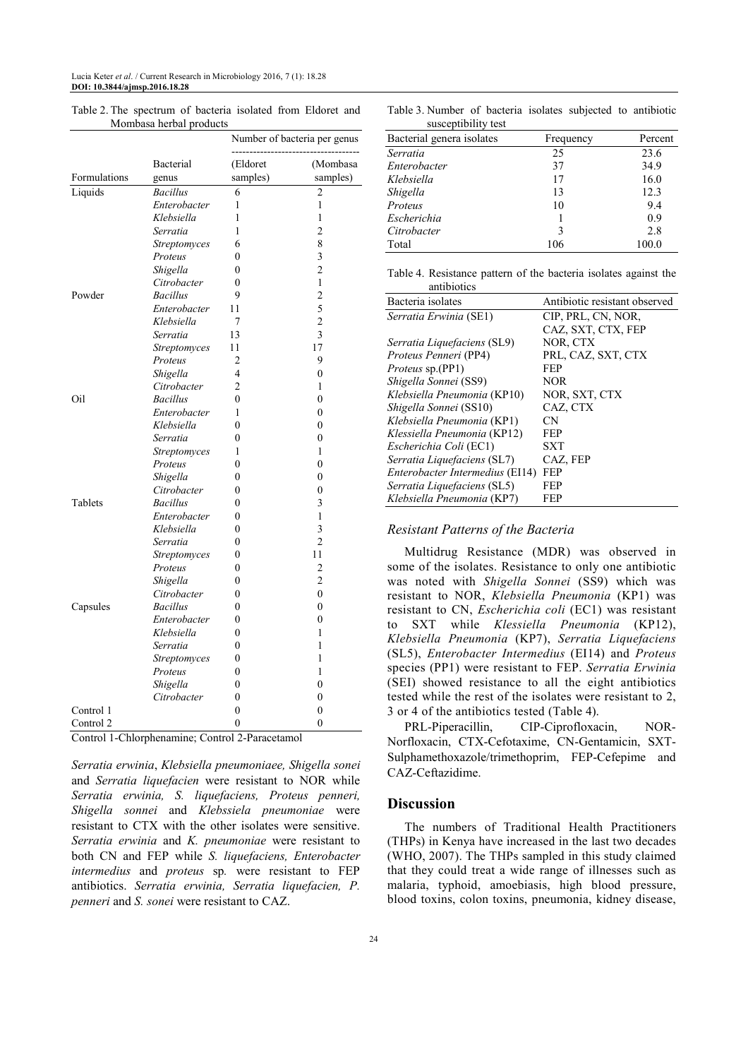Table 2. The spectrum of bacteria isolated from Eldoret and Mombasa herbal products

| Formulations | Bacterial genus | Number of bacteria per genus (Eldoret samples) | (Mombasa samples) |
|---|---|---|---|
| Liquids | *Bacillus* | 6 | 2 |
| | *Enterobacter* | 1 | 1 |
| | *Klebsiella* | 1 | 1 |
| | *Serratia* | 1 | 2 |
| | *Streptomyces* | 6 | 8 |
| | *Proteus* | 0 | 3 |
| | *Shigella* | 0 | 2 |
| | *Citrobacter* | 0 | 1 |
| Powder | *Bacillus* | 9 | 2 |
| | *Enterobacter* | 11 | 5 |
| | *Klebsiella* | 7 | 2 |
| | *Serratia* | 13 | 3 |
| | *Streptomyces* | 11 | 17 |
| | *Proteus* | 2 | 9 |
| | *Shigella* | 4 | 0 |
| | *Citrobacter* | 2 | 1 |
| Oil | *Bacillus* | 0 | 0 |
| | *Enterobacter* | 1 | 0 |
| | *Klebsiella* | 0 | 0 |
| | *Serratia* | 0 | 0 |
| | *Streptomyces* | 1 | 1 |
| | *Proteus* | 0 | 0 |
| | *Shigella* | 0 | 0 |
| | *Citrobacter* | 0 | 0 |
| Tablets | *Bacillus* | 0 | 3 |
| | *Enterobacter* | 0 | 1 |
| | *Klebsiella* | 0 | 3 |
| | *Serratia* | 0 | 2 |
| | *Streptomyces* | 0 | 11 |
| | *Proteus* | 0 | 2 |
| | *Shigella* | 0 | 2 |
| | *Citrobacter* | 0 | 0 |
| Capsules | *Bacillus* | 0 | 0 |
| | *Enterobacter* | 0 | 0 |
| | *Klebsiella* | 0 | 1 |
| | *Serratia* | 0 | 1 |
| | *Streptomyces* | 0 | 1 |
| | *Proteus* | 0 | 1 |
| | *Shigella* | 0 | 0 |
| | *Citrobacter* | 0 | 0 |
| Control 1 | | 0 | 0 |
| Control 2 | | 0 | 0 |

Control 1-Chlorphenamine; Control 2-Paracetamol

*Serratia erwinia*, *Klebsiella pneumoniaee, Shigella sonei* and *Serratia liquefacien* were resistant to NOR while *Serratia erwinia, S. liquefaciens, Proteus penneri, Shigella sonnei* and *Klebssiela pneumoniae* were resistant to CTX with the other isolates were sensitive. *Serratia erwinia* and *K. pneumoniae* were resistant to both CN and FEP while *S. liquefaciens, Enterobacter intermedius* and *proteus* sp. were resistant to FEP antibiotics. *Serratia erwinia, Serratia liquefacien, P. penneri* and *S. sonei* were resistant to CAZ.

Table 3. Number of bacteria isolates subjected to antibiotic susceptibility test

| Bacterial genera isolates | Frequency | Percent |
|---|---|---|
| *Serratia* | 25 | 23.6 |
| *Enterobacter* | 37 | 34.9 |
| *Klebsiella* | 17 | 16.0 |
| *Shigella* | 13 | 12.3 |
| *Proteus* | 10 | 9.4 |
| *Escherichia* | 1 | 0.9 |
| *Citrobacter* | 3 | 2.8 |
| Total | 106 | 100.0 |

Table 4. Resistance pattern of the bacteria isolates against the antibiotics

| Bacteria isolates | Antibiotic resistant observed |
|---|---|
| *Serratia Erwinia* (SE1) | CIP, PRL, CN, NOR, CAZ, SXT, CTX, FEP |
| *Serratia Liquefaciens* (SL9) | NOR, CTX |
| *Proteus Penneri* (PP4) | PRL, CAZ, SXT, CTX |
| *Proteus* sp.(PP1) | FEP |
| *Shigella Sonnei* (SS9) | NOR |
| *Klebsiella Pneumonia* (KP10) | NOR, SXT, CTX |
| *Shigella Sonnei* (SS10) | CAZ, CTX |
| *Klebsiella Pneumonia* (KP1) | CN |
| *Klessiella Pneumonia* (KP12) | FEP |
| *Escherichia Coli* (EC1) | SXT |
| *Serratia Liquefaciens* (SL7) | CAZ, FEP |
| *Enterobacter Intermedius* (EI14) | FEP |
| *Serratia Liquefaciens* (SL5) | FEP |
| *Klebsiella Pneumonia* (KP7) | FEP |

### *Resistant Patterns of the Bacteria*

Multidrug Resistance (MDR) was observed in some of the isolates. Resistance to only one antibiotic was noted with *Shigella Sonnei* (SS9) which was resistant to NOR, *Klebsiella Pneumonia* (KP1) was resistant to CN, *Escherichia coli* (EC1) was resistant to SXT while *Klessiella Pneumonia* (KP12), *Klebsiella Pneumonia* (KP7), *Serratia Liquefaciens* (SL5), *Enterobacter Intermedius* (EI14) and *Proteus* species (PP1) were resistant to FEP. *Serratia Erwinia* (SEI) showed resistance to all the eight antibiotics tested while the rest of the isolates were resistant to 2, 3 or 4 of the antibiotics tested (Table 4).

PRL-Piperacillin, CIP-Ciprofloxacin, NOR-Norfloxacin, CTX-Cefotaxime, CN-Gentamicin, SXT-Sulphamethoxazole/trimethoprim, FEP-Cefepime and CAZ-Ceftazidime.

## Discussion

The numbers of Traditional Health Practitioners (THPs) in Kenya have increased in the last two decades (WHO, 2007). The THPs sampled in this study claimed that they could treat a wide range of illnesses such as malaria, typhoid, amoebiasis, high blood pressure, blood toxins, colon toxins, pneumonia, kidney disease,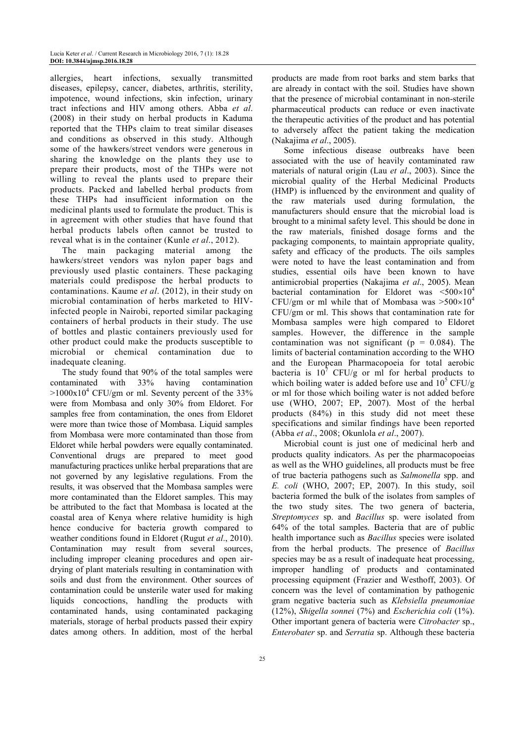allergies, heart infections, sexually transmitted diseases, epilepsy, cancer, diabetes, arthritis, sterility, impotence, wound infections, skin infection, urinary tract infections and HIV among others. Abba *et al*. (2008) in their study on herbal products in Kaduma reported that the THPs claim to treat similar diseases and conditions as observed in this study. Although some of the hawkers/street vendors were generous in sharing the knowledge on the plants they use to prepare their products, most of the THPs were not willing to reveal the plants used to prepare their products. Packed and labelled herbal products from these THPs had insufficient information on the medicinal plants used to formulate the product. This is in agreement with other studies that have found that herbal products labels often cannot be trusted to reveal what is in the container (Kunle *et al*., 2012).

The main packaging material among the hawkers/street vendors was nylon paper bags and previously used plastic containers. These packaging materials could predispose the herbal products to contaminations. Kaume *et al*. (2012), in their study on microbial contamination of herbs marketed to HIV-infected people in Nairobi, reported similar packaging containers of herbal products in their study. The use of bottles and plastic containers previously used for other product could make the products susceptible to microbial or chemical contamination due to inadequate cleaning.

The study found that 90% of the total samples were contaminated with 33% having contamination $>1000\times10^4$ CFU/gm or ml. Seventy percent of the 33% were from Mombasa and only 30% from Eldoret. For samples free from contamination, the ones from Eldoret were more than twice those of Mombasa. Liquid samples from Mombasa were more contaminated than those from Eldoret while herbal powders were equally contaminated. Conventional drugs are prepared to meet good manufacturing practices unlike herbal preparations that are not governed by any legislative regulations. From the results, it was observed that the Mombasa samples were more contaminated than the Eldoret samples. This may be attributed to the fact that Mombasa is located at the coastal area of Kenya where relative humidity is high hence conducive for bacteria growth compared to weather conditions found in Eldoret (Rugut *et al*., 2010). Contamination may result from several sources, including improper cleaning procedures and open air-drying of plant materials resulting in contamination with soils and dust from the environment. Other sources of contamination could be unsterile water used for making liquids concoctions, handling the products with contaminated hands, using contaminated packaging materials, storage of herbal products passed their expiry dates among others. In addition, most of the herbal products are made from root barks and stem barks that are already in contact with the soil. Studies have shown that the presence of microbial contaminant in non-sterile pharmaceutical products can reduce or even inactivate the therapeutic activities of the product and has potential to adversely affect the patient taking the medication (Nakajima *et al*., 2005).

Some infectious disease outbreaks have been associated with the use of heavily contaminated raw materials of natural origin (Lau *et al*., 2003). Since the microbial quality of the Herbal Medicinal Products (HMP) is influenced by the environment and quality of the raw materials used during formulation, the manufacturers should ensure that the microbial load is brought to a minimal safety level. This should be done in the raw materials, finished dosage forms and the packaging components, to maintain appropriate quality, safety and efficacy of the products. The oils samples were noted to have the least contamination and from studies, essential oils have been known to have antimicrobial properties (Nakajima *et al*., 2005). Mean bacterial contamination for Eldoret was $<500\times10^4$ CFU/gm or ml while that of Mombasa was $>500\times10^4$ CFU/gm or ml. This shows that contamination rate for Mombasa samples were high compared to Eldoret samples. However, the difference in the sample contamination was not significant ($p = 0.084$). The limits of bacterial contamination according to the WHO and the European Pharmacopoeia for total aerobic bacteria is $10^7$ CFU/g or ml for herbal products to which boiling water is added before use and $10^5$ CFU/g or ml for those which boiling water is not added before use (WHO, 2007; EP, 2007). Most of the herbal products (84%) in this study did not meet these specifications and similar findings have been reported (Abba *et al*., 2008; Okunlola *et al*., 2007).

Microbial count is just one of medicinal herb and products quality indicators. As per the pharmacopoeias as well as the WHO guidelines, all products must be free of true bacteria pathogens such as *Salmonella* spp. and *E. coli* (WHO, 2007; EP, 2007). In this study, soil bacteria formed the bulk of the isolates from samples of the two study sites. The two genera of bacteria, *Streptomyces* sp. and *Bacillus* sp. were isolated from 64% of the total samples. Bacteria that are of public health importance such as *Bacillus* species were isolated from the herbal products. The presence of *Bacillus* species may be as a result of inadequate heat processing, improper handling of products and contaminated processing equipment (Frazier and Westhoff, 2003). Of concern was the level of contamination by pathogenic gram negative bacteria such as *Klebsiella pneumoniae* (12%), *Shigella sonnei* (7%) and *Escherichia coli* (1%). Other important genera of bacteria were *Citrobacter* sp., *Enterobater* sp. and *Serratia* sp. Although these bacteria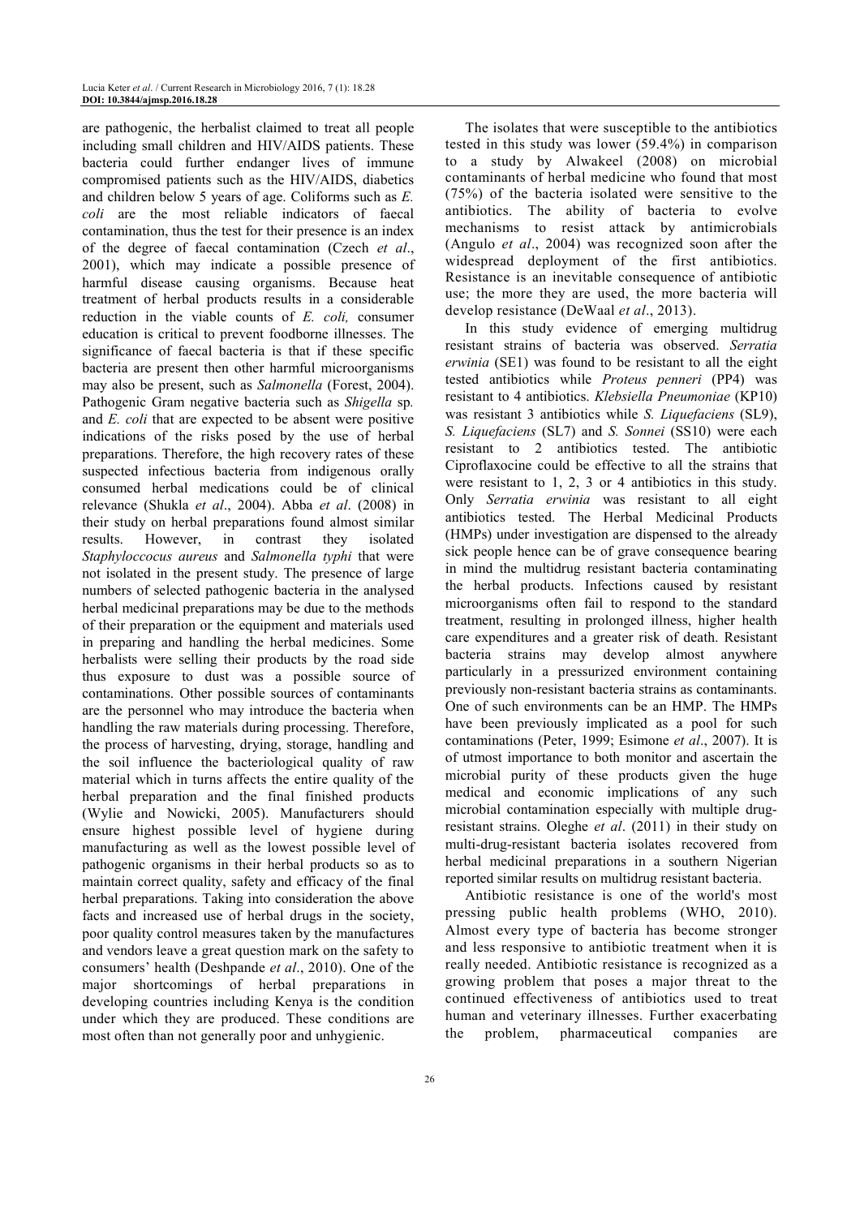are pathogenic, the herbalist claimed to treat all people including small children and HIV/AIDS patients. These bacteria could further endanger lives of immune compromised patients such as the HIV/AIDS, diabetics and children below 5 years of age. Coliforms such as *E. coli* are the most reliable indicators of faecal contamination, thus the test for their presence is an index of the degree of faecal contamination (Czech *et al*., 2001), which may indicate a possible presence of harmful disease causing organisms. Because heat treatment of herbal products results in a considerable reduction in the viable counts of *E. coli,* consumer education is critical to prevent foodborne illnesses. The significance of faecal bacteria is that if these specific bacteria are present then other harmful microorganisms may also be present, such as *Salmonella* (Forest, 2004). Pathogenic Gram negative bacteria such as *Shigella* sp*.* and *E. coli* that are expected to be absent were positive indications of the risks posed by the use of herbal preparations. Therefore, the high recovery rates of these suspected infectious bacteria from indigenous orally consumed herbal medications could be of clinical relevance (Shukla *et al*., 2004). Abba *et al*. (2008) in their study on herbal preparations found almost similar results. However, in contrast they isolated *Staphyloccocus aureus* and *Salmonella typhi* that were not isolated in the present study. The presence of large numbers of selected pathogenic bacteria in the analysed herbal medicinal preparations may be due to the methods of their preparation or the equipment and materials used in preparing and handling the herbal medicines. Some herbalists were selling their products by the road side thus exposure to dust was a possible source of contaminations. Other possible sources of contaminants are the personnel who may introduce the bacteria when handling the raw materials during processing. Therefore, the process of harvesting, drying, storage, handling and the soil influence the bacteriological quality of raw material which in turns affects the entire quality of the herbal preparation and the final finished products (Wylie and Nowicki, 2005). Manufacturers should ensure highest possible level of hygiene during manufacturing as well as the lowest possible level of pathogenic organisms in their herbal products so as to maintain correct quality, safety and efficacy of the final herbal preparations. Taking into consideration the above facts and increased use of herbal drugs in the society, poor quality control measures taken by the manufactures and vendors leave a great question mark on the safety to consumers' health (Deshpande *et al*., 2010). One of the major shortcomings of herbal preparations in developing countries including Kenya is the condition under which they are produced. These conditions are most often than not generally poor and unhygienic.

The isolates that were susceptible to the antibiotics tested in this study was lower (59.4%) in comparison to a study by Alwakeel (2008) on microbial contaminants of herbal medicine who found that most (75%) of the bacteria isolated were sensitive to the antibiotics. The ability of bacteria to evolve mechanisms to resist attack by antimicrobials (Angulo *et al*., 2004) was recognized soon after the widespread deployment of the first antibiotics. Resistance is an inevitable consequence of antibiotic use; the more they are used, the more bacteria will develop resistance (DeWaal *et al*., 2013).

In this study evidence of emerging multidrug resistant strains of bacteria was observed. *Serratia erwinia* (SE1) was found to be resistant to all the eight tested antibiotics while *Proteus penneri* (PP4) was resistant to 4 antibiotics. *Klebsiella Pneumoniae* (KP10) was resistant 3 antibiotics while *S. Liquefaciens* (SL9), *S. Liquefaciens* (SL7) and *S. Sonnei* (SS10) were each resistant to 2 antibiotics tested. The antibiotic Ciproflaxocine could be effective to all the strains that were resistant to 1, 2, 3 or 4 antibiotics in this study. Only *Serratia erwinia* was resistant to all eight antibiotics tested. The Herbal Medicinal Products (HMPs) under investigation are dispensed to the already sick people hence can be of grave consequence bearing in mind the multidrug resistant bacteria contaminating the herbal products. Infections caused by resistant microorganisms often fail to respond to the standard treatment, resulting in prolonged illness, higher health care expenditures and a greater risk of death. Resistant bacteria strains may develop almost anywhere particularly in a pressurized environment containing previously non-resistant bacteria strains as contaminants. One of such environments can be an HMP. The HMPs have been previously implicated as a pool for such contaminations (Peter, 1999; Esimone *et al*., 2007). It is of utmost importance to both monitor and ascertain the microbial purity of these products given the huge medical and economic implications of any such microbial contamination especially with multiple drug-resistant strains. Oleghe *et al*. (2011) in their study on multi-drug-resistant bacteria isolates recovered from herbal medicinal preparations in a southern Nigerian reported similar results on multidrug resistant bacteria.

Antibiotic resistance is one of the world's most pressing public health problems (WHO, 2010). Almost every type of bacteria has become stronger and less responsive to antibiotic treatment when it is really needed. Antibiotic resistance is recognized as a growing problem that poses a major threat to the continued effectiveness of antibiotics used to treat human and veterinary illnesses. Further exacerbating the problem, pharmaceutical companies are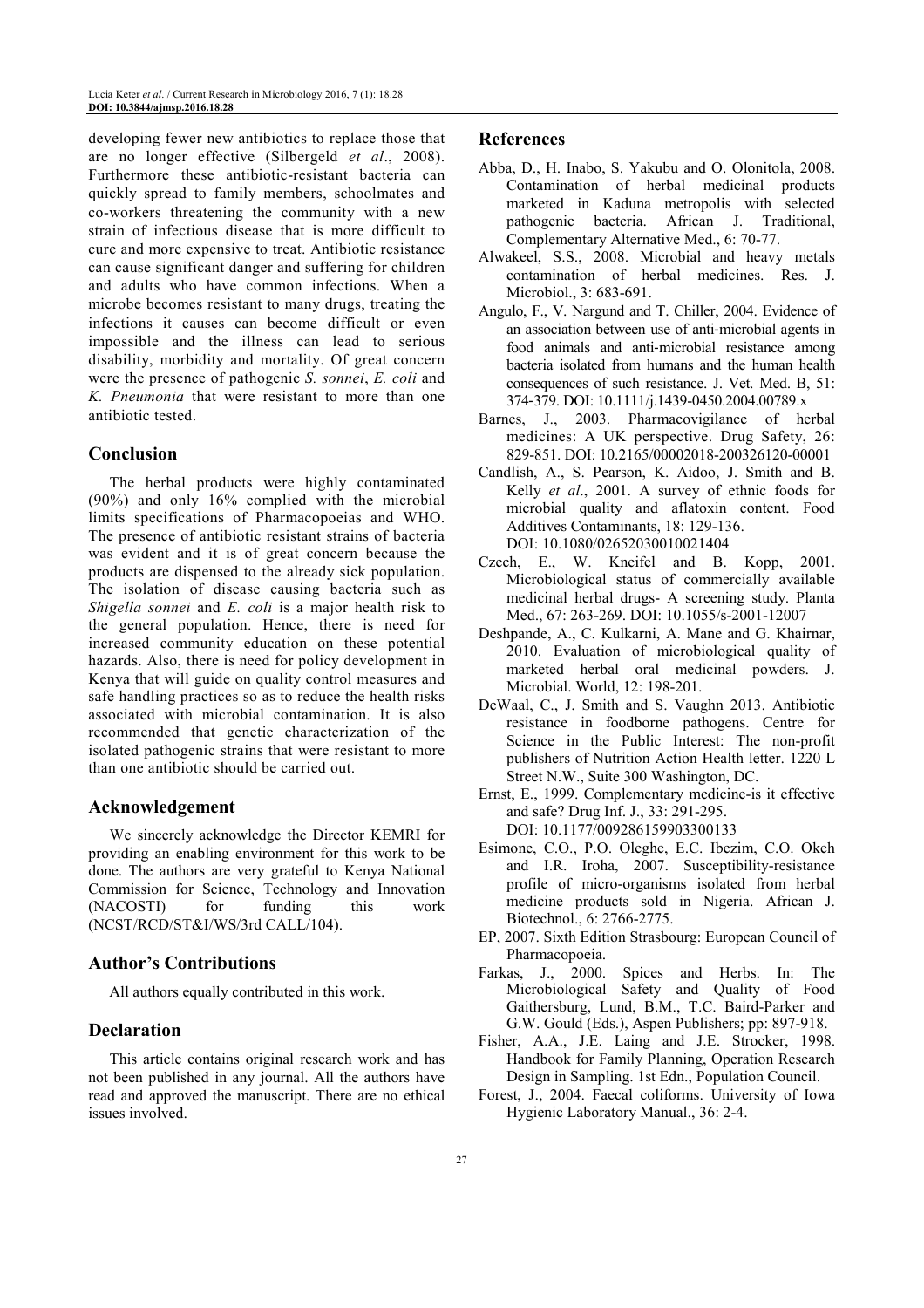developing fewer new antibiotics to replace those that are no longer effective (Silbergeld *et al*., 2008). Furthermore these antibiotic-resistant bacteria can quickly spread to family members, schoolmates and co-workers threatening the community with a new strain of infectious disease that is more difficult to cure and more expensive to treat. Antibiotic resistance can cause significant danger and suffering for children and adults who have common infections. When a microbe becomes resistant to many drugs, treating the infections it causes can become difficult or even impossible and the illness can lead to serious disability, morbidity and mortality. Of great concern were the presence of pathogenic *S. sonnei*, *E. coli* and *K. Pneumonia* that were resistant to more than one antibiotic tested.

## Conclusion

The herbal products were highly contaminated (90%) and only 16% complied with the microbial limits specifications of Pharmacopoeias and WHO. The presence of antibiotic resistant strains of bacteria was evident and it is of great concern because the products are dispensed to the already sick population. The isolation of disease causing bacteria such as *Shigella sonnei* and *E. coli* is a major health risk to the general population. Hence, there is need for increased community education on these potential hazards. Also, there is need for policy development in Kenya that will guide on quality control measures and safe handling practices so as to reduce the health risks associated with microbial contamination. It is also recommended that genetic characterization of the isolated pathogenic strains that were resistant to more than one antibiotic should be carried out.

## Acknowledgement

We sincerely acknowledge the Director KEMRI for providing an enabling environment for this work to be done. The authors are very grateful to Kenya National Commission for Science, Technology and Innovation (NACOSTI) for funding this work (NCST/RCD/ST&I/WS/3rd CALL/104).

## Author's Contributions

All authors equally contributed in this work.

## Declaration

This article contains original research work and has not been published in any journal. All the authors have read and approved the manuscript. There are no ethical issues involved.

## References

Abba, D., H. Inabo, S. Yakubu and O. Olonitola, 2008. Contamination of herbal medicinal products marketed in Kaduna metropolis with selected pathogenic bacteria. African J. Traditional, Complementary Alternative Med., 6: 70-77.

Alwakeel, S.S., 2008. Microbial and heavy metals contamination of herbal medicines. Res. J. Microbiol., 3: 683-691.

Angulo, F., V. Nargund and T. Chiller, 2004. Evidence of an association between use of anti-microbial agents in food animals and anti-microbial resistance among bacteria isolated from humans and the human health consequences of such resistance. J. Vet. Med. B, 51: 374-379. DOI: 10.1111/j.1439-0450.2004.00789.x

Barnes, J., 2003. Pharmacovigilance of herbal medicines: A UK perspective. Drug Safety, 26: 829-851. DOI: 10.2165/00002018-200326120-00001

Candlish, A., S. Pearson, K. Aidoo, J. Smith and B. Kelly *et al*., 2001. A survey of ethnic foods for microbial quality and aflatoxin content. Food Additives Contaminants, 18: 129-136. DOI: 10.1080/02652030010021404

Czech, E., W. Kneifel and B. Kopp, 2001. Microbiological status of commercially available medicinal herbal drugs- A screening study. Planta Med., 67: 263-269. DOI: 10.1055/s-2001-12007

Deshpande, A., C. Kulkarni, A. Mane and G. Khairnar, 2010. Evaluation of microbiological quality of marketed herbal oral medicinal powders. J. Microbial. World, 12: 198-201.

DeWaal, C., J. Smith and S. Vaughn 2013. Antibiotic resistance in foodborne pathogens. Centre for Science in the Public Interest: The non-profit publishers of Nutrition Action Health letter. 1220 L Street N.W., Suite 300 Washington, DC.

Ernst, E., 1999. Complementary medicine-is it effective and safe? Drug Inf. J., 33: 291-295. DOI: 10.1177/009286159903300133

Esimone, C.O., P.O. Oleghe, E.C. Ibezim, C.O. Okeh and I.R. Iroha, 2007. Susceptibility-resistance profile of micro-organisms isolated from herbal medicine products sold in Nigeria. African J. Biotechnol., 6: 2766-2775.

EP, 2007. Sixth Edition Strasbourg: European Council of Pharmacopoeia.

Farkas, J., 2000. Spices and Herbs. In: The Microbiological Safety and Quality of Food Gaithersburg, Lund, B.M., T.C. Baird-Parker and G.W. Gould (Eds.), Aspen Publishers; pp: 897-918.

Fisher, A.A., J.E. Laing and J.E. Strocker, 1998. Handbook for Family Planning, Operation Research Design in Sampling. 1st Edn., Population Council.

Forest, J., 2004. Faecal coliforms. University of Iowa Hygienic Laboratory Manual., 36: 2-4.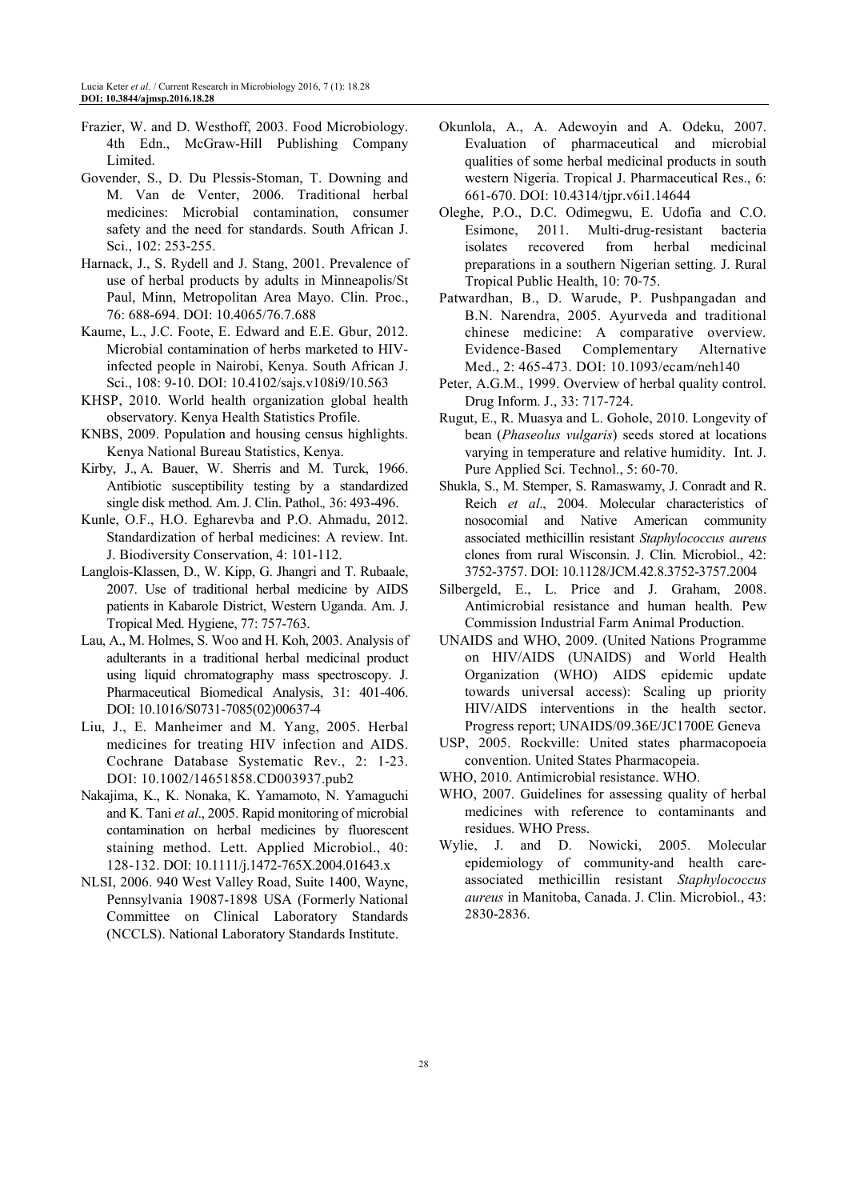Frazier, W. and D. Westhoff, 2003. Food Microbiology. 4th Edn., McGraw-Hill Publishing Company Limited.

Govender, S., D. Du Plessis-Stoman, T. Downing and M. Van de Venter, 2006. Traditional herbal medicines: Microbial contamination, consumer safety and the need for standards. South African J. Sci., 102: 253-255.

Harnack, J., S. Rydell and J. Stang, 2001. Prevalence of use of herbal products by adults in Minneapolis/St Paul, Minn, Metropolitan Area Mayo. Clin. Proc., 76: 688-694. DOI: 10.4065/76.7.688

Kaume, L., J.C. Foote, E. Edward and E.E. Gbur, 2012. Microbial contamination of herbs marketed to HIV-infected people in Nairobi, Kenya. South African J. Sci., 108: 9-10. DOI: 10.4102/sajs.v108i9/10.563

KHSP, 2010. World health organization global health observatory. Kenya Health Statistics Profile.

KNBS, 2009. Population and housing census highlights. Kenya National Bureau Statistics, Kenya.

Kirby, J., A. Bauer, W. Sherris and M. Turck, 1966. Antibiotic susceptibility testing by a standardized single disk method. Am. J. Clin. Pathol., 36: 493-496.

Kunle, O.F., H.O. Egharevba and P.O. Ahmadu, 2012. Standardization of herbal medicines: A review. Int. J. Biodiversity Conservation, 4: 101-112.

Langlois-Klassen, D., W. Kipp, G. Jhangri and T. Rubaale, 2007. Use of traditional herbal medicine by AIDS patients in Kabarole District, Western Uganda. Am. J. Tropical Med. Hygiene, 77: 757-763.

Lau, A., M. Holmes, S. Woo and H. Koh, 2003. Analysis of adulterants in a traditional herbal medicinal product using liquid chromatography mass spectroscopy. J. Pharmaceutical Biomedical Analysis, 31: 401-406. DOI: 10.1016/S0731-7085(02)00637-4

Liu, J., E. Manheimer and M. Yang, 2005. Herbal medicines for treating HIV infection and AIDS. Cochrane Database Systematic Rev., 2: 1-23. DOI: 10.1002/14651858.CD003937.pub2

Nakajima, K., K. Nonaka, K. Yamamoto, N. Yamaguchi and K. Tani *et al*., 2005. Rapid monitoring of microbial contamination on herbal medicines by fluorescent staining method. Lett. Applied Microbiol., 40: 128-132. DOI: 10.1111/j.1472-765X.2004.01643.x

NLSI, 2006. 940 West Valley Road, Suite 1400, Wayne, Pennsylvania 19087-1898 USA (Formerly National Committee on Clinical Laboratory Standards (NCCLS). National Laboratory Standards Institute.

Okunlola, A., A. Adewoyin and A. Odeku, 2007. Evaluation of pharmaceutical and microbial qualities of some herbal medicinal products in south western Nigeria. Tropical J. Pharmaceutical Res., 6: 661-670. DOI: 10.4314/tjpr.v6i1.14644

Oleghe, P.O., D.C. Odimegwu, E. Udofia and C.O. Esimone, 2011. Multi-drug-resistant bacteria isolates recovered from herbal medicinal preparations in a southern Nigerian setting. J. Rural Tropical Public Health, 10: 70-75.

Patwardhan, B., D. Warude, P. Pushpangadan and B.N. Narendra, 2005. Ayurveda and traditional chinese medicine: A comparative overview. Evidence-Based Complementary Alternative Med., 2: 465-473. DOI: 10.1093/ecam/neh140

Peter, A.G.M., 1999. Overview of herbal quality control. Drug Inform. J., 33: 717-724.

Rugut, E., R. Muasya and L. Gohole, 2010. Longevity of bean (*Phaseolus vulgaris*) seeds stored at locations varying in temperature and relative humidity. Int. J. Pure Applied Sci. Technol., 5: 60-70.

Shukla, S., M. Stemper, S. Ramaswamy, J. Conradt and R. Reich *et al*., 2004. Molecular characteristics of nosocomial and Native American community associated methicillin resistant *Staphylococcus aureus* clones from rural Wisconsin. J. Clin. Microbiol., 42: 3752-3757. DOI: 10.1128/JCM.42.8.3752-3757.2004

Silbergeld, E., L. Price and J. Graham, 2008. Antimicrobial resistance and human health. Pew Commission Industrial Farm Animal Production.

UNAIDS and WHO, 2009. (United Nations Programme on HIV/AIDS (UNAIDS) and World Health Organization (WHO) AIDS epidemic update towards universal access): Scaling up priority HIV/AIDS interventions in the health sector. Progress report; UNAIDS/09.36E/JC1700E Geneva

USP, 2005. Rockville: United states pharmacopoeia convention. United States Pharmacopeia.

WHO, 2010. Antimicrobial resistance. WHO.

WHO, 2007. Guidelines for assessing quality of herbal medicines with reference to contaminants and residues. WHO Press.

Wylie, J. and D. Nowicki, 2005. Molecular epidemiology of community-and health care-associated methicillin resistant *Staphylococcus aureus* in Manitoba, Canada. J. Clin. Microbiol., 43: 2830-2836.